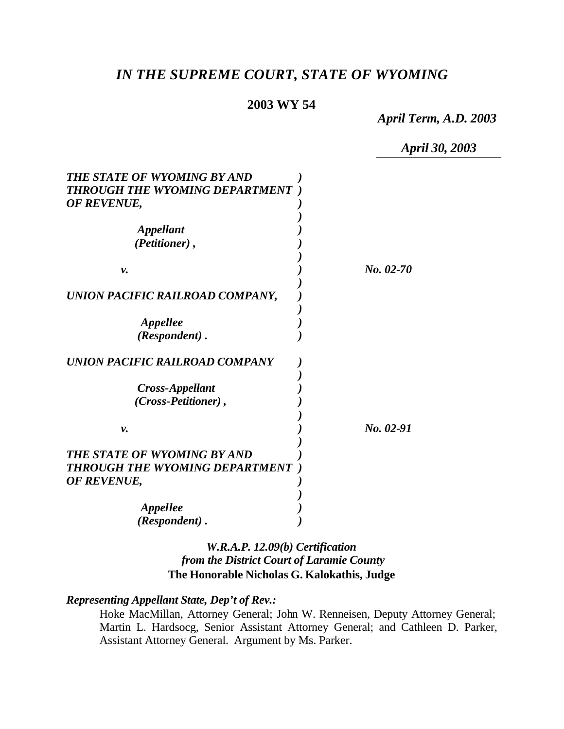# *IN THE SUPREME COURT, STATE OF WYOMING*

**2003 WY 54**

*April Term, A.D. 2003*

*April 30, 2003*

*THE STATE OF WYOMING BY AND THROUGH THE WYOMING DEPARTMENT OF REVENUE,*

*Appellant (Petitioner),*

*v.*

*UNION PACIFIC RAILROAD COMPANY,*

*Appellee (Respondent).*

*No. 02-70*

*UNION PACIFIC RAILROAD COMPANY*

*Cross-Appellant (Cross-Petitioner),*

*v.*

*THE STATE OF WYOMING BY AND THROUGH THE WYOMING DEPARTMENT OF REVENUE,*

*Appellee (Respondent).*

*No. 02-91*

*W.R.A.P. 12.09(b) Certification from the District Court of Laramie County*
**The Honorable Nicholas G. Kalokathis, Judge**

***Representing Appellant State, Dep't of Rev.:***

Hoke MacMillan, Attorney General; John W. Renneisen, Deputy Attorney General; Martin L. Hardsocg, Senior Assistant Attorney General; and Cathleen D. Parker, Assistant Attorney General. Argument by Ms. Parker.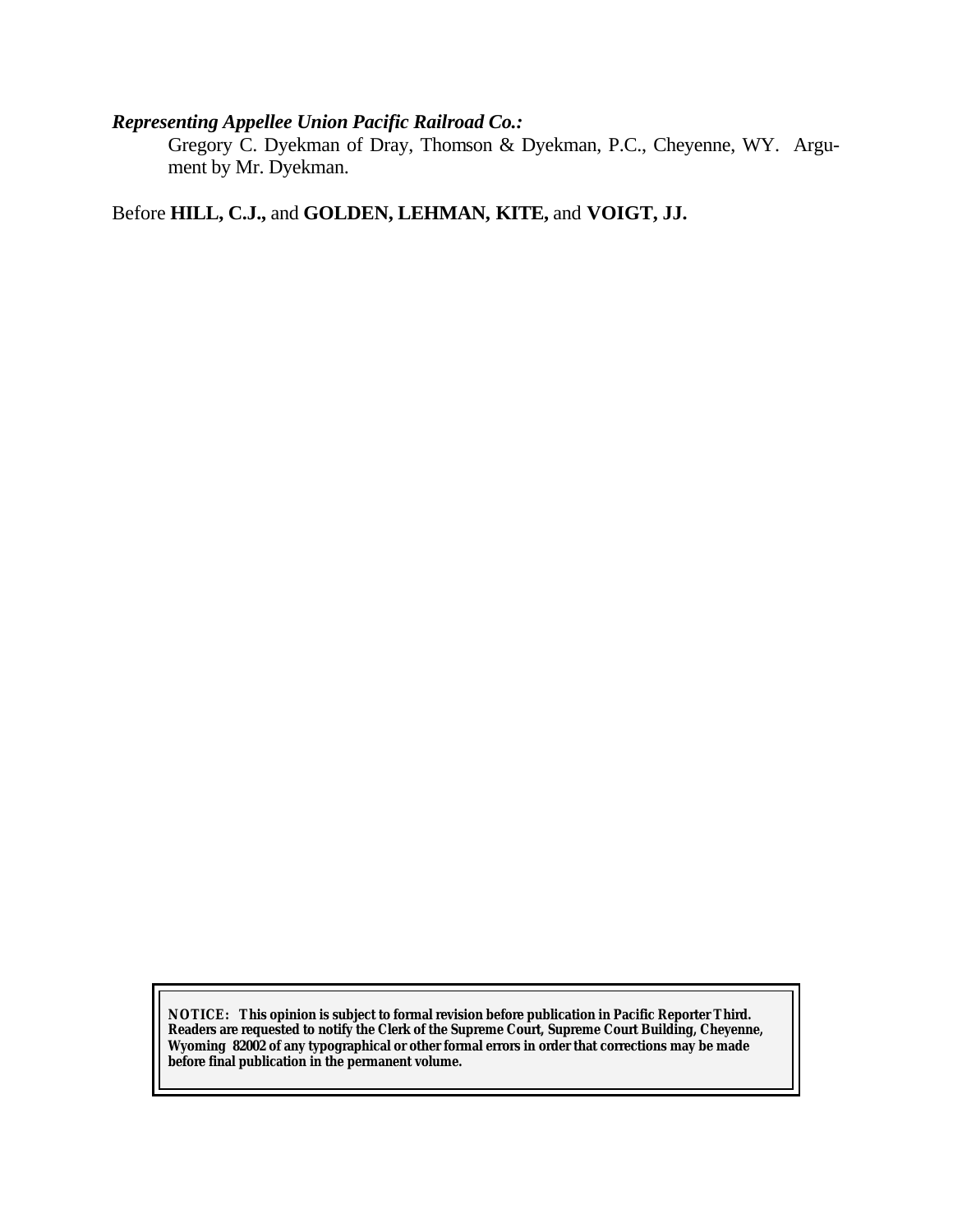***Representing Appellee Union Pacific Railroad Co.:***

Gregory C. Dyekman of Dray, Thomson & Dyekman, P.C., Cheyenne, WY. Argument by Mr. Dyekman.

Before **HILL, C.J.,** and **GOLDEN, LEHMAN, KITE,** and **VOIGT, JJ.**

**NOTICE: This opinion is subject to formal revision before publication in Pacific Reporter Third. Readers are requested to notify the Clerk of the Supreme Court, Supreme Court Building, Cheyenne, Wyoming 82002 of any typographical or other formal errors in order that corrections may be made before final publication in the permanent volume.**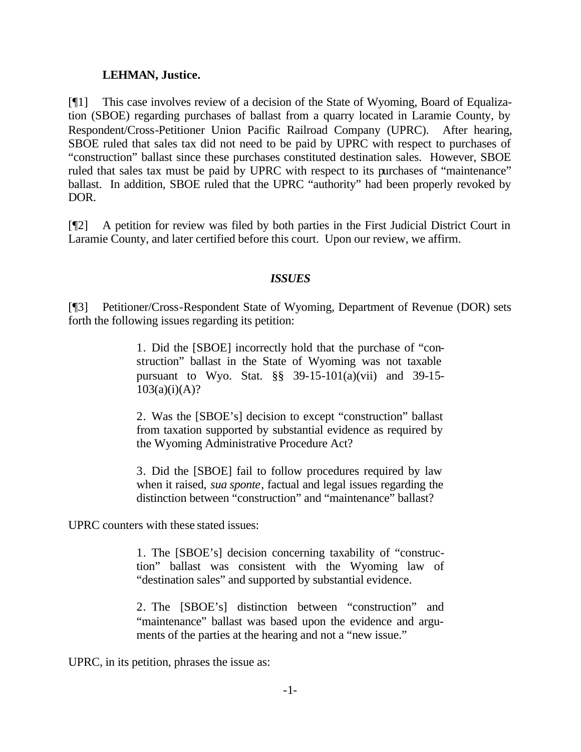**LEHMAN, Justice.**

[¶1] This case involves review of a decision of the State of Wyoming, Board of Equalization (SBOE) regarding purchases of ballast from a quarry located in Laramie County, by Respondent/Cross-Petitioner Union Pacific Railroad Company (UPRC). After hearing, SBOE ruled that sales tax did not need to be paid by UPRC with respect to purchases of "construction" ballast since these purchases constituted destination sales. However, SBOE ruled that sales tax must be paid by UPRC with respect to its purchases of "maintenance" ballast. In addition, SBOE ruled that the UPRC "authority" had been properly revoked by DOR.

[¶2] A petition for review was filed by both parties in the First Judicial District Court in Laramie County, and later certified before this court. Upon our review, we affirm.

### *ISSUES*

[¶3] Petitioner/Cross-Respondent State of Wyoming, Department of Revenue (DOR) sets forth the following issues regarding its petition:

> 1. Did the [SBOE] incorrectly hold that the purchase of "construction" ballast in the State of Wyoming was not taxable pursuant to Wyo. Stat. §§ 39-15-101(a)(vii) and 39-15-103(a)(i)(A)?
>
> 2. Was the [SBOE's] decision to except "construction" ballast from taxation supported by substantial evidence as required by the Wyoming Administrative Procedure Act?
>
> 3. Did the [SBOE] fail to follow procedures required by law when it raised, *sua sponte*, factual and legal issues regarding the distinction between "construction" and "maintenance" ballast?

UPRC counters with these stated issues:

> 1. The [SBOE's] decision concerning taxability of "construction" ballast was consistent with the Wyoming law of "destination sales" and supported by substantial evidence.
>
> 2. The [SBOE's] distinction between "construction" and "maintenance" ballast was based upon the evidence and arguments of the parties at the hearing and not a "new issue."

UPRC, in its petition, phrases the issue as: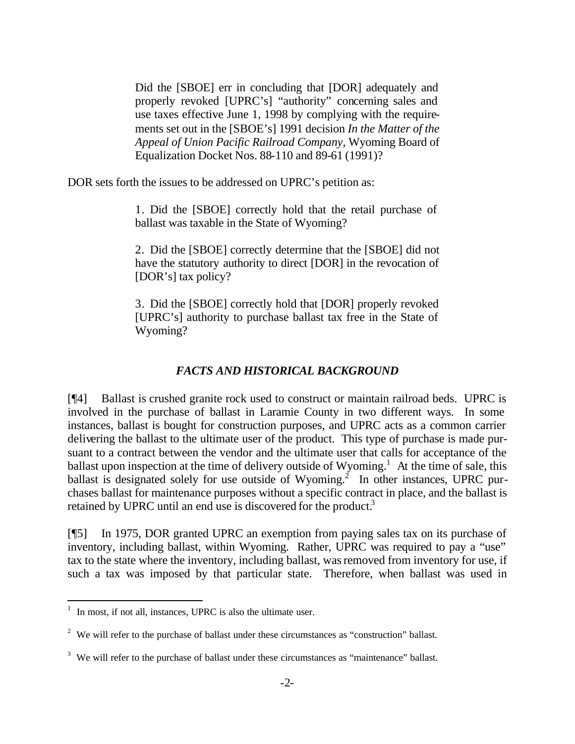> Did the [SBOE] err in concluding that [DOR] adequately and properly revoked [UPRC's] "authority" concerning sales and use taxes effective June 1, 1998 by complying with the requirements set out in the [SBOE's] 1991 decision *In the Matter of the Appeal of Union Pacific Railroad Company,* Wyoming Board of Equalization Docket Nos. 88-110 and 89-61 (1991)?

DOR sets forth the issues to be addressed on UPRC's petition as:

> 1. Did the [SBOE] correctly hold that the retail purchase of ballast was taxable in the State of Wyoming?
>
> 2. Did the [SBOE] correctly determine that the [SBOE] did not have the statutory authority to direct [DOR] in the revocation of [DOR's] tax policy?
>
> 3. Did the [SBOE] correctly hold that [DOR] properly revoked [UPRC's] authority to purchase ballast tax free in the State of Wyoming?

## *FACTS AND HISTORICAL BACKGROUND*

[¶4] Ballast is crushed granite rock used to construct or maintain railroad beds. UPRC is involved in the purchase of ballast in Laramie County in two different ways. In some instances, ballast is bought for construction purposes, and UPRC acts as a common carrier delivering the ballast to the ultimate user of the product. This type of purchase is made pursuant to a contract between the vendor and the ultimate user that calls for acceptance of the ballast upon inspection at the time of delivery outside of Wyoming.[1] At the time of sale, this ballast is designated solely for use outside of Wyoming.[2] In other instances, UPRC purchases ballast for maintenance purposes without a specific contract in place, and the ballast is retained by UPRC until an end use is discovered for the product.[3]

[¶5] In 1975, DOR granted UPRC an exemption from paying sales tax on its purchase of inventory, including ballast, within Wyoming. Rather, UPRC was required to pay a "use" tax to the state where the inventory, including ballast, was removed from inventory for use, if such a tax was imposed by that particular state. Therefore, when ballast was used in

---

[1] In most, if not all, instances, UPRC is also the ultimate user.

[2] We will refer to the purchase of ballast under these circumstances as "construction" ballast.

[3] We will refer to the purchase of ballast under these circumstances as "maintenance" ballast.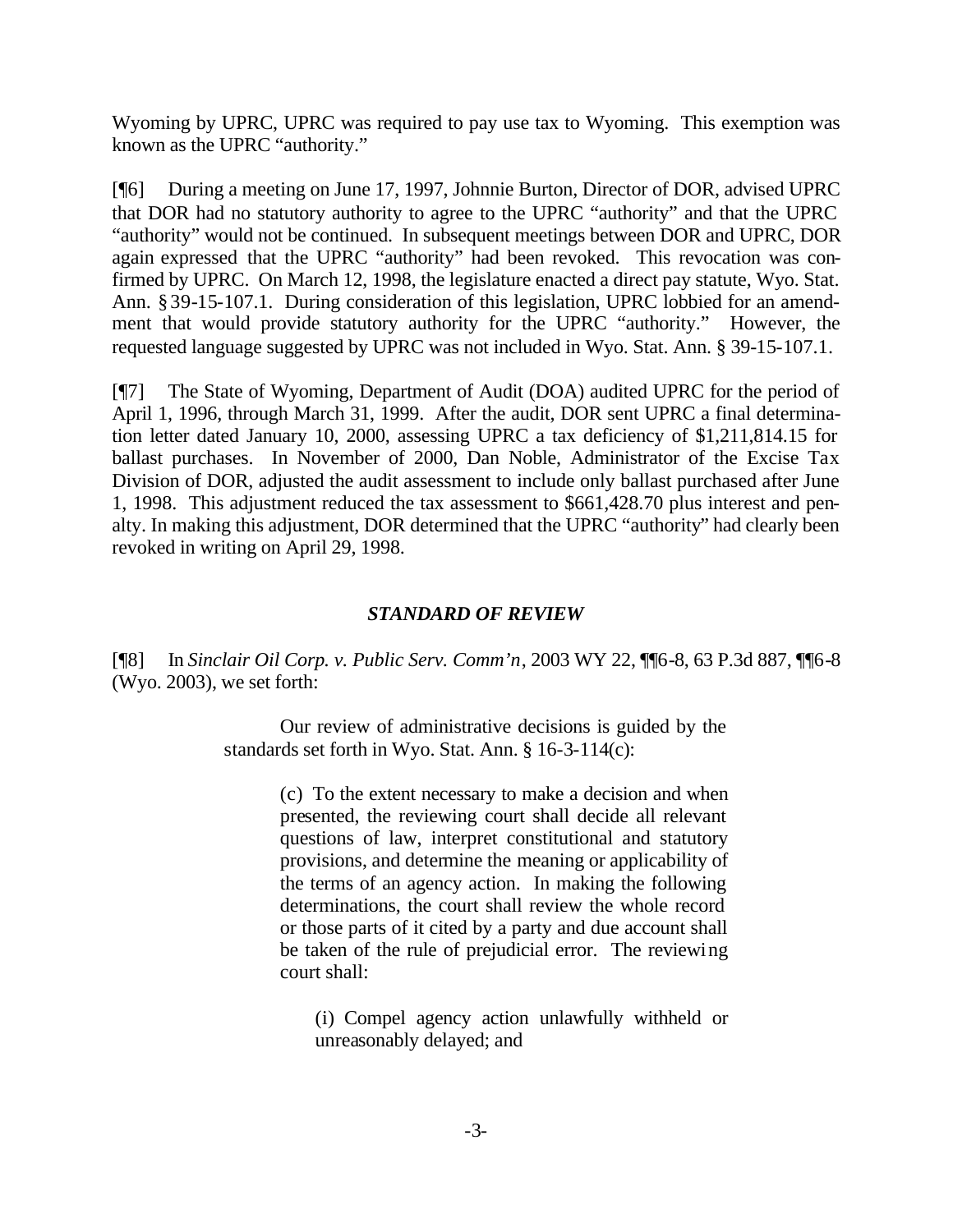Wyoming by UPRC, UPRC was required to pay use tax to Wyoming. This exemption was known as the UPRC "authority."

[¶6] During a meeting on June 17, 1997, Johnnie Burton, Director of DOR, advised UPRC that DOR had no statutory authority to agree to the UPRC "authority" and that the UPRC "authority" would not be continued. In subsequent meetings between DOR and UPRC, DOR again expressed that the UPRC "authority" had been revoked. This revocation was confirmed by UPRC. On March 12, 1998, the legislature enacted a direct pay statute, Wyo. Stat. Ann. § 39-15-107.1. During consideration of this legislation, UPRC lobbied for an amendment that would provide statutory authority for the UPRC "authority." However, the requested language suggested by UPRC was not included in Wyo. Stat. Ann. § 39-15-107.1.

[¶7] The State of Wyoming, Department of Audit (DOA) audited UPRC for the period of April 1, 1996, through March 31, 1999. After the audit, DOR sent UPRC a final determination letter dated January 10, 2000, assessing UPRC a tax deficiency of $1,211,814.15 for ballast purchases. In November of 2000, Dan Noble, Administrator of the Excise Tax Division of DOR, adjusted the audit assessment to include only ballast purchased after June 1, 1998. This adjustment reduced the tax assessment to $661,428.70 plus interest and penalty. In making this adjustment, DOR determined that the UPRC "authority" had clearly been revoked in writing on April 29, 1998.

## *STANDARD OF REVIEW*

[¶8] In *Sinclair Oil Corp. v. Public Serv. Comm'n*, 2003 WY 22, ¶¶6-8, 63 P.3d 887, ¶¶6-8 (Wyo. 2003), we set forth:

> Our review of administrative decisions is guided by the standards set forth in Wyo. Stat. Ann. § 16-3-114(c):
>
> > (c) To the extent necessary to make a decision and when presented, the reviewing court shall decide all relevant questions of law, interpret constitutional and statutory provisions, and determine the meaning or applicability of the terms of an agency action. In making the following determinations, the court shall review the whole record or those parts of it cited by a party and due account shall be taken of the rule of prejudicial error. The reviewing court shall:
> >
> > > (i) Compel agency action unlawfully withheld or unreasonably delayed; and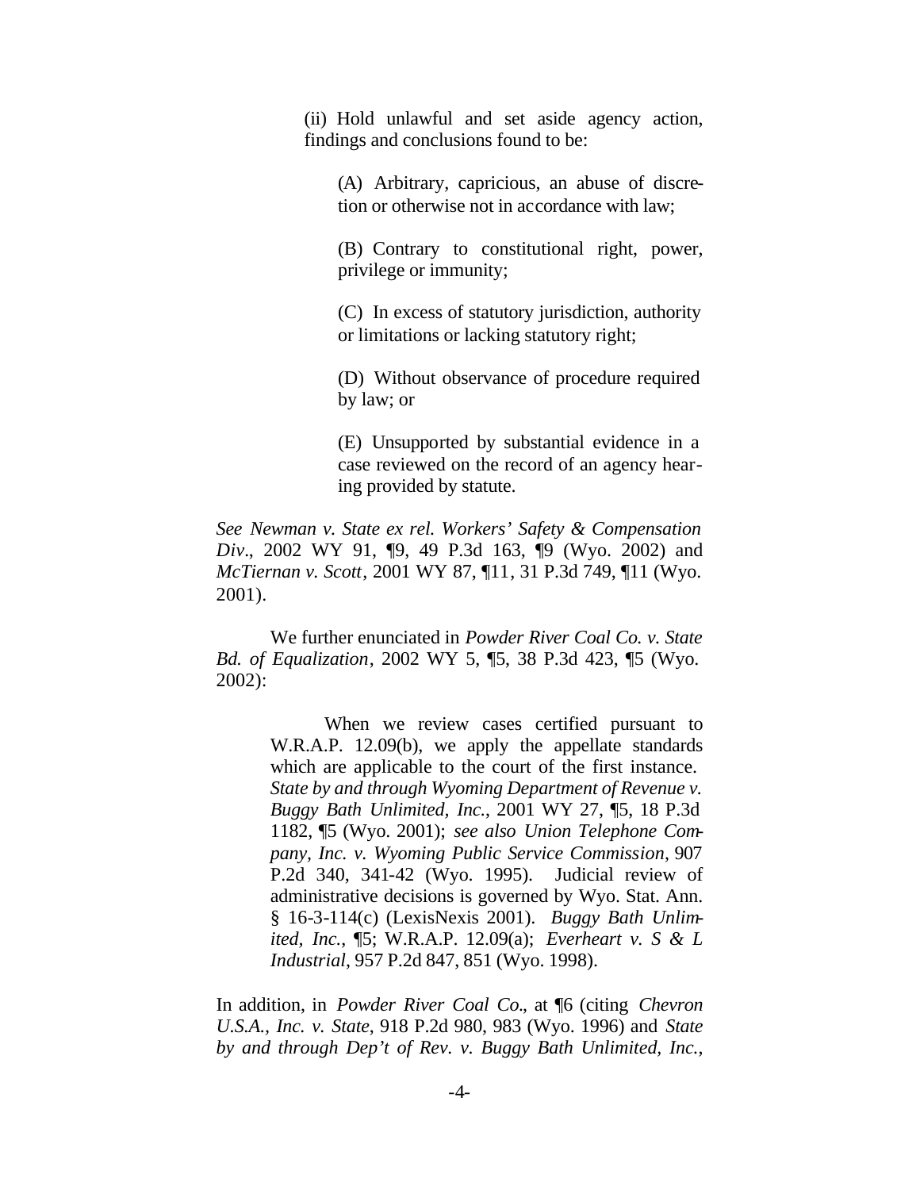> (ii) Hold unlawful and set aside agency action, findings and conclusions found to be:
>
> > (A) Arbitrary, capricious, an abuse of discretion or otherwise not in accordance with law;
> >
> > (B) Contrary to constitutional right, power, privilege or immunity;
> >
> > (C) In excess of statutory jurisdiction, authority or limitations or lacking statutory right;
> >
> > (D) Without observance of procedure required by law; or
> >
> > (E) Unsupported by substantial evidence in a case reviewed on the record of an agency hearing provided by statute.

*See Newman v. State ex rel. Workers' Safety & Compensation Div*., 2002 WY 91, ¶9, 49 P.3d 163, ¶9 (Wyo. 2002) and *McTiernan v. Scott*, 2001 WY 87, ¶11, 31 P.3d 749, ¶11 (Wyo. 2001).

We further enunciated in *Powder River Coal Co. v. State Bd. of Equalization*, 2002 WY 5, ¶5, 38 P.3d 423, ¶5 (Wyo. 2002):

> When we review cases certified pursuant to W.R.A.P. 12.09(b), we apply the appellate standards which are applicable to the court of the first instance. *State by and through Wyoming Department of Revenue v. Buggy Bath Unlimited, Inc.*, 2001 WY 27, ¶5, 18 P.3d 1182, ¶5 (Wyo. 2001); *see also Union Telephone Company, Inc. v. Wyoming Public Service Commission*, 907 P.2d 340, 341-42 (Wyo. 1995). Judicial review of administrative decisions is governed by Wyo. Stat. Ann. § 16-3-114(c) (LexisNexis 2001). *Buggy Bath Unlimited, Inc.*, ¶5; W.R.A.P. 12.09(a); *Everheart v. S & L Industrial*, 957 P.2d 847, 851 (Wyo. 1998).

In addition, in *Powder River Coal Co*., at ¶6 (citing *Chevron U.S.A., Inc. v. State*, 918 P.2d 980, 983 (Wyo. 1996) and *State by and through Dep't of Rev. v. Buggy Bath Unlimited, Inc.*,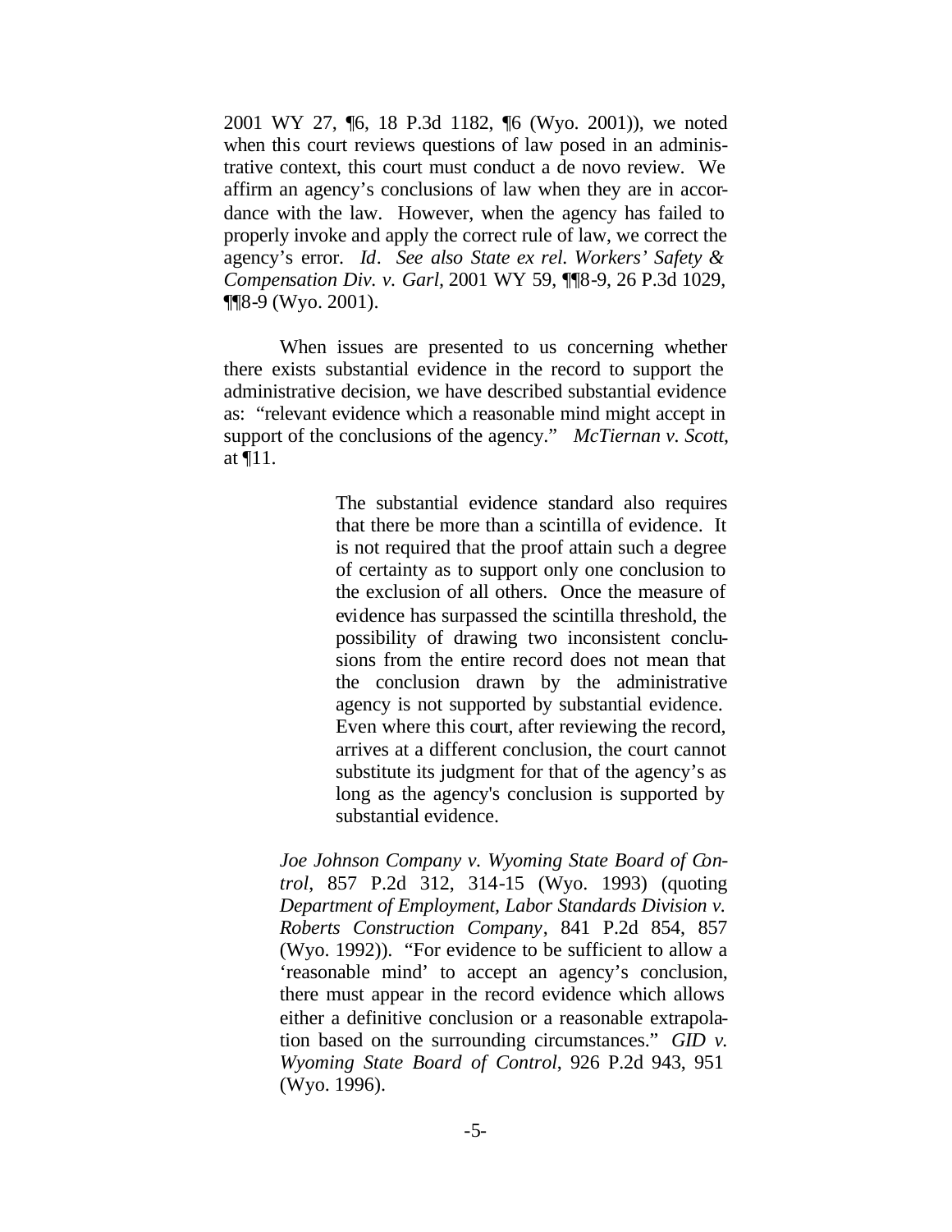2001 WY 27, ¶6, 18 P.3d 1182, ¶6 (Wyo. 2001)), we noted when this court reviews questions of law posed in an administrative context, this court must conduct a de novo review. We affirm an agency's conclusions of law when they are in accordance with the law. However, when the agency has failed to properly invoke and apply the correct rule of law, we correct the agency's error. *Id*. *See also State ex rel. Workers' Safety & Compensation Div. v. Garl*, 2001 WY 59, ¶¶8-9, 26 P.3d 1029, ¶¶8-9 (Wyo. 2001).

When issues are presented to us concerning whether there exists substantial evidence in the record to support the administrative decision, we have described substantial evidence as: "relevant evidence which a reasonable mind might accept in support of the conclusions of the agency." *McTiernan v. Scott*, at ¶11.

> The substantial evidence standard also requires that there be more than a scintilla of evidence. It is not required that the proof attain such a degree of certainty as to support only one conclusion to the exclusion of all others. Once the measure of evidence has surpassed the scintilla threshold, the possibility of drawing two inconsistent conclusions from the entire record does not mean that the conclusion drawn by the administrative agency is not supported by substantial evidence. Even where this court, after reviewing the record, arrives at a different conclusion, the court cannot substitute its judgment for that of the agency's as long as the agency's conclusion is supported by substantial evidence.

*Joe Johnson Company v. Wyoming State Board of Control*, 857 P.2d 312, 314-15 (Wyo. 1993) (quoting *Department of Employment, Labor Standards Division v. Roberts Construction Company*, 841 P.2d 854, 857 (Wyo. 1992)). "For evidence to be sufficient to allow a 'reasonable mind' to accept an agency's conclusion, there must appear in the record evidence which allows either a definitive conclusion or a reasonable extrapolation based on the surrounding circumstances." *GID v. Wyoming State Board of Control*, 926 P.2d 943, 951 (Wyo. 1996).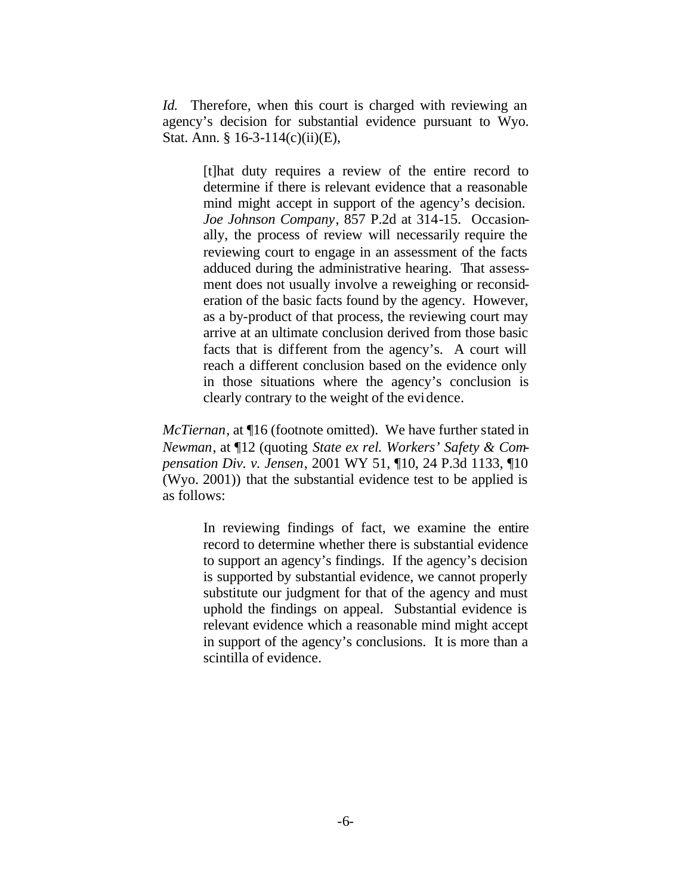*Id.* Therefore, when this court is charged with reviewing an agency's decision for substantial evidence pursuant to Wyo. Stat. Ann. § 16-3-114(c)(ii)(E),

> [t]hat duty requires a review of the entire record to determine if there is relevant evidence that a reasonable mind might accept in support of the agency's decision. *Joe Johnson Company*, 857 P.2d at 314-15. Occasionally, the process of review will necessarily require the reviewing court to engage in an assessment of the facts adduced during the administrative hearing. That assessment does not usually involve a reweighing or reconsideration of the basic facts found by the agency. However, as a by-product of that process, the reviewing court may arrive at an ultimate conclusion derived from those basic facts that is different from the agency's. A court will reach a different conclusion based on the evidence only in those situations where the agency's conclusion is clearly contrary to the weight of the evidence.

*McTiernan*, at ¶16 (footnote omitted). We have further stated in *Newman*, at ¶12 (quoting *State ex rel. Workers' Safety & Compensation Div. v. Jensen*, 2001 WY 51, ¶10, 24 P.3d 1133, ¶10 (Wyo. 2001)) that the substantial evidence test to be applied is as follows:

> In reviewing findings of fact, we examine the entire record to determine whether there is substantial evidence to support an agency's findings. If the agency's decision is supported by substantial evidence, we cannot properly substitute our judgment for that of the agency and must uphold the findings on appeal. Substantial evidence is relevant evidence which a reasonable mind might accept in support of the agency's conclusions. It is more than a scintilla of evidence.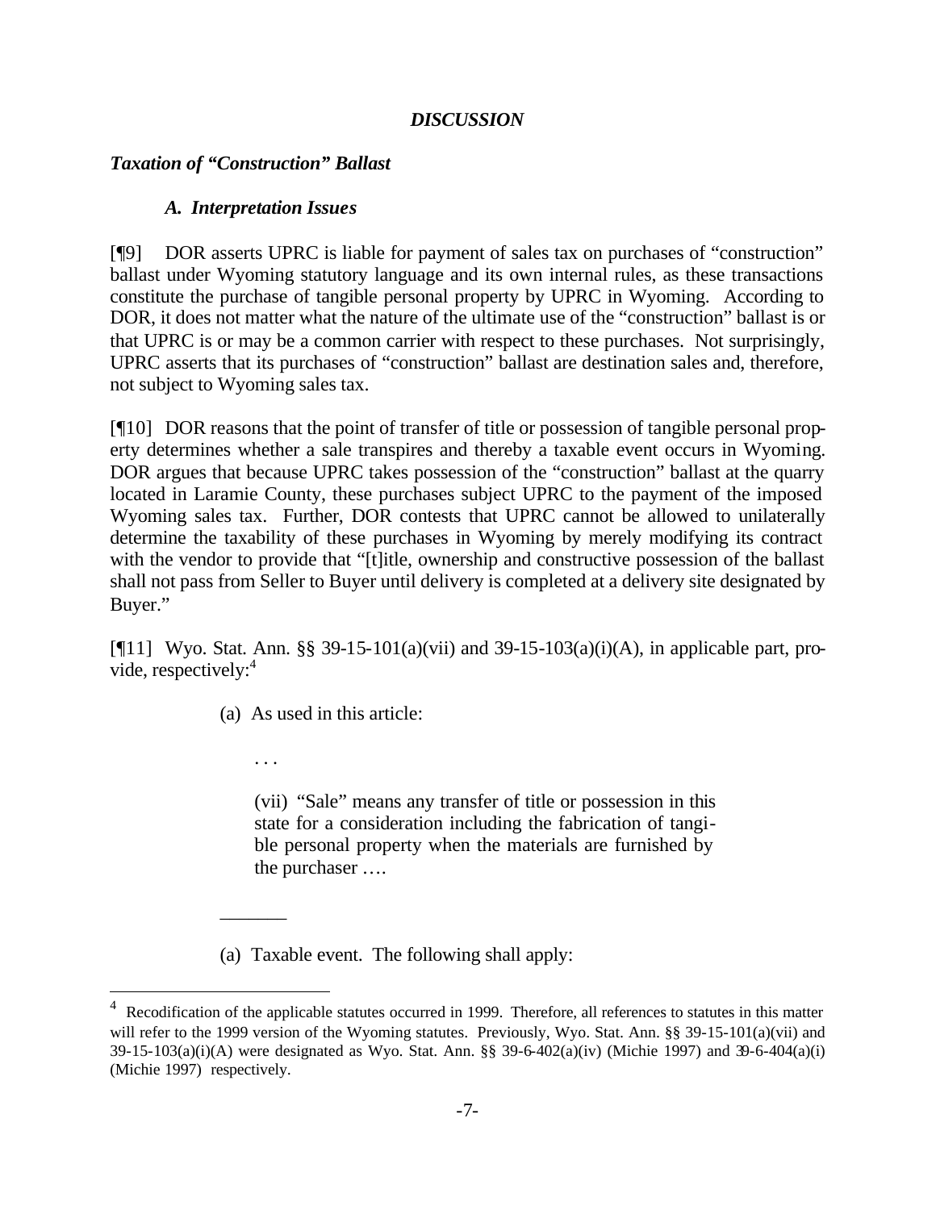## *DISCUSSION*

### *Taxation of "Construction" Ballast*

#### *A. Interpretation Issues*

[¶9] DOR asserts UPRC is liable for payment of sales tax on purchases of "construction" ballast under Wyoming statutory language and its own internal rules, as these transactions constitute the purchase of tangible personal property by UPRC in Wyoming. According to DOR, it does not matter what the nature of the ultimate use of the "construction" ballast is or that UPRC is or may be a common carrier with respect to these purchases. Not surprisingly, UPRC asserts that its purchases of "construction" ballast are destination sales and, therefore, not subject to Wyoming sales tax.

[¶10] DOR reasons that the point of transfer of title or possession of tangible personal property determines whether a sale transpires and thereby a taxable event occurs in Wyoming. DOR argues that because UPRC takes possession of the "construction" ballast at the quarry located in Laramie County, these purchases subject UPRC to the payment of the imposed Wyoming sales tax. Further, DOR contests that UPRC cannot be allowed to unilaterally determine the taxability of these purchases in Wyoming by merely modifying its contract with the vendor to provide that "[t]itle, ownership and constructive possession of the ballast shall not pass from Seller to Buyer until delivery is completed at a delivery site designated by Buyer."

[¶11] Wyo. Stat. Ann. §§ 39-15-101(a)(vii) and 39-15-103(a)(i)(A), in applicable part, provide, respectively:[4]

> (a) As used in this article:
>
> . . .
>
> (vii) "Sale" means any transfer of title or possession in this state for a consideration including the fabrication of tangible personal property when the materials are furnished by the purchaser ….

---

> (a) Taxable event. The following shall apply:

[4] Recodification of the applicable statutes occurred in 1999. Therefore, all references to statutes in this matter will refer to the 1999 version of the Wyoming statutes. Previously, Wyo. Stat. Ann. §§ 39-15-101(a)(vii) and 39-15-103(a)(i)(A) were designated as Wyo. Stat. Ann. §§ 39-6-402(a)(iv) (Michie 1997) and 39-6-404(a)(i) (Michie 1997) respectively.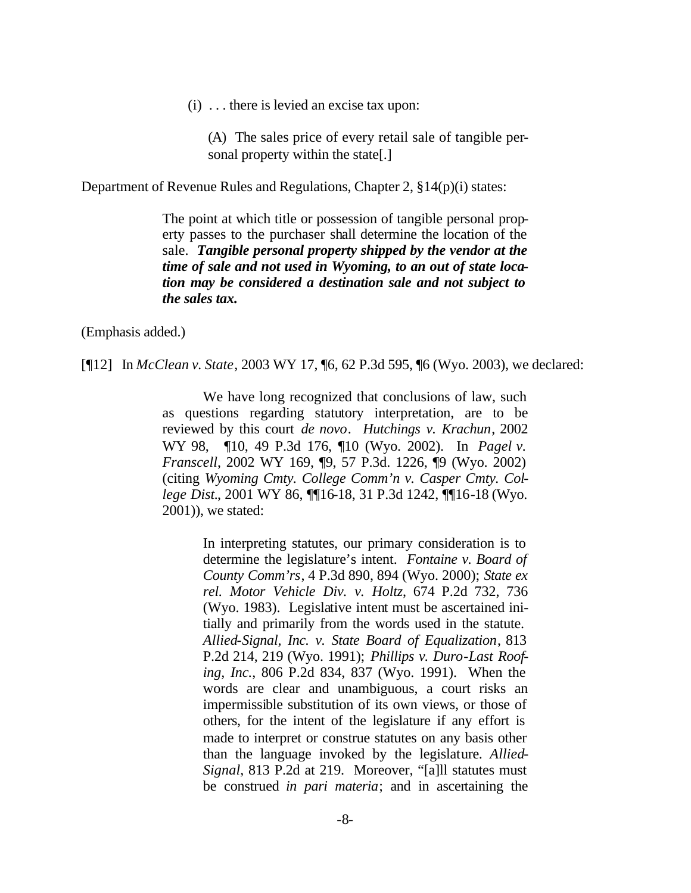> (i) . . . there is levied an excise tax upon:
>
> > (A) The sales price of every retail sale of tangible personal property within the state[.]

Department of Revenue Rules and Regulations, Chapter 2, §14(p)(i) states:

> The point at which title or possession of tangible personal property passes to the purchaser shall determine the location of the sale. ***Tangible personal property shipped by the vendor at the time of sale and not used in Wyoming, to an out of state location may be considered a destination sale and not subject to the sales tax.***

(Emphasis added.)

[¶12] In *McClean v. State*, 2003 WY 17, ¶6, 62 P.3d 595, ¶6 (Wyo. 2003), we declared:

> We have long recognized that conclusions of law, such as questions regarding statutory interpretation, are to be reviewed by this court *de novo*. *Hutchings v. Krachun*, 2002 WY 98, ¶10, 49 P.3d 176, ¶10 (Wyo. 2002). In *Pagel v. Franscell*, 2002 WY 169, ¶9, 57 P.3d. 1226, ¶9 (Wyo. 2002) (citing *Wyoming Cmty. College Comm'n v. Casper Cmty. College Dist.*, 2001 WY 86, ¶¶16-18, 31 P.3d 1242, ¶¶16-18 (Wyo. 2001)), we stated:
>
> > In interpreting statutes, our primary consideration is to determine the legislature's intent. *Fontaine v. Board of County Comm'rs*, 4 P.3d 890, 894 (Wyo. 2000); *State ex rel. Motor Vehicle Div. v. Holtz*, 674 P.2d 732, 736 (Wyo. 1983). Legislative intent must be ascertained initially and primarily from the words used in the statute. *Allied-Signal, Inc. v. State Board of Equalization*, 813 P.2d 214, 219 (Wyo. 1991); *Phillips v. Duro-Last Roofing, Inc.*, 806 P.2d 834, 837 (Wyo. 1991). When the words are clear and unambiguous, a court risks an impermissible substitution of its own views, or those of others, for the intent of the legislature if any effort is made to interpret or construe statutes on any basis other than the language invoked by the legislature. *Allied-Signal*, 813 P.2d at 219. Moreover, "[a]ll statutes must be construed *in pari materia*; and in ascertaining the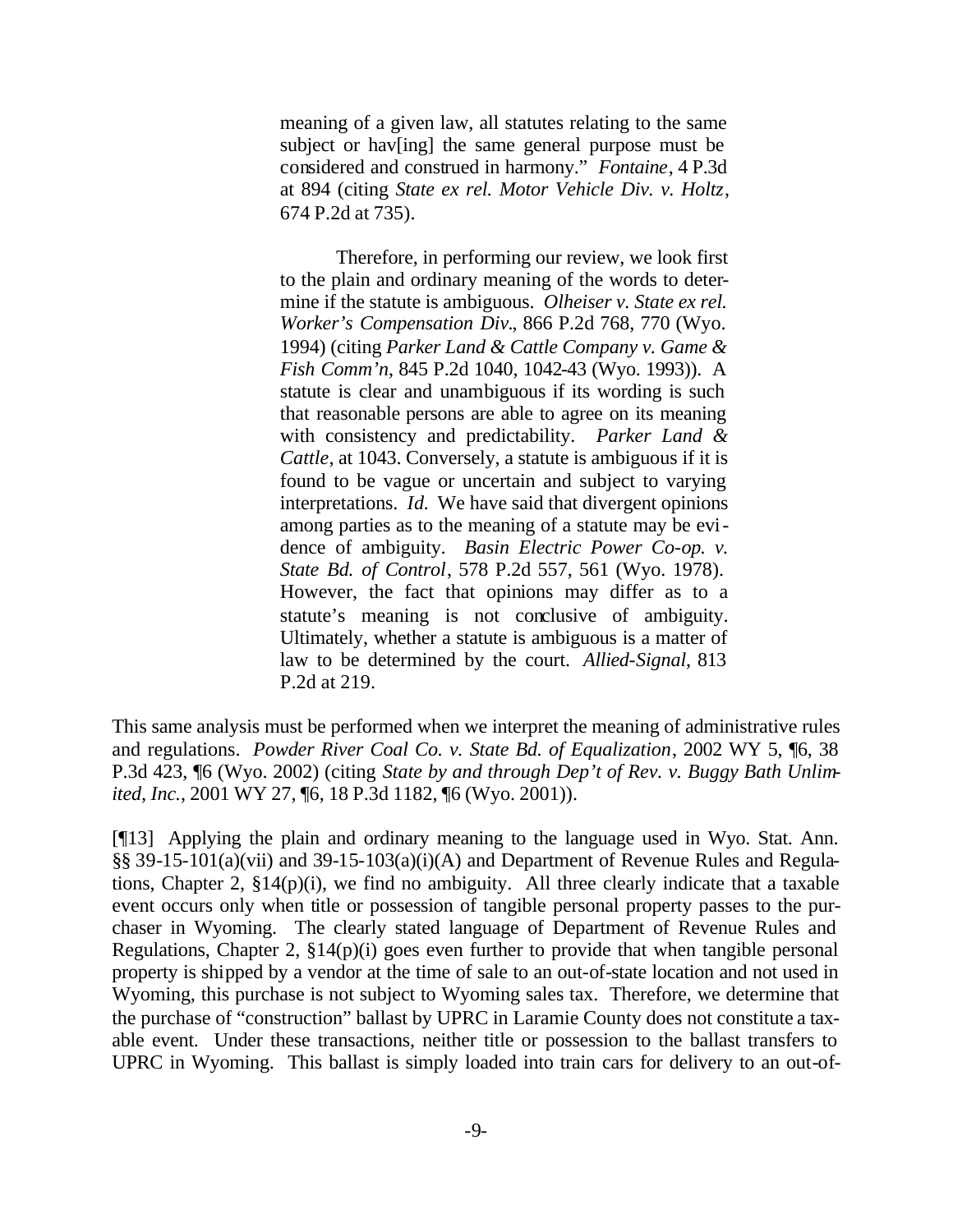> meaning of a given law, all statutes relating to the same subject or hav[ing] the same general purpose must be considered and construed in harmony." *Fontaine*, 4 P.3d at 894 (citing *State ex rel. Motor Vehicle Div. v. Holtz*, 674 P.2d at 735).
>
> Therefore, in performing our review, we look first to the plain and ordinary meaning of the words to determine if the statute is ambiguous. *Olheiser v. State ex rel. Worker's Compensation Div.*, 866 P.2d 768, 770 (Wyo. 1994) (citing *Parker Land & Cattle Company v. Game & Fish Comm'n*, 845 P.2d 1040, 1042-43 (Wyo. 1993)). A statute is clear and unambiguous if its wording is such that reasonable persons are able to agree on its meaning with consistency and predictability. *Parker Land & Cattle*, at 1043. Conversely, a statute is ambiguous if it is found to be vague or uncertain and subject to varying interpretations. *Id.* We have said that divergent opinions among parties as to the meaning of a statute may be evidence of ambiguity. *Basin Electric Power Co-op. v. State Bd. of Control*, 578 P.2d 557, 561 (Wyo. 1978). However, the fact that opinions may differ as to a statute's meaning is not conclusive of ambiguity. Ultimately, whether a statute is ambiguous is a matter of law to be determined by the court. *Allied-Signal*, 813 P.2d at 219.

This same analysis must be performed when we interpret the meaning of administrative rules and regulations. *Powder River Coal Co. v. State Bd. of Equalization*, 2002 WY 5, ¶6, 38 P.3d 423, ¶6 (Wyo. 2002) (citing *State by and through Dep't of Rev. v. Buggy Bath Unlimited, Inc.*, 2001 WY 27, ¶6, 18 P.3d 1182, ¶6 (Wyo. 2001)).

[¶13] Applying the plain and ordinary meaning to the language used in Wyo. Stat. Ann. §§ 39-15-101(a)(vii) and 39-15-103(a)(i)(A) and Department of Revenue Rules and Regulations, Chapter 2, §14(p)(i), we find no ambiguity. All three clearly indicate that a taxable event occurs only when title or possession of tangible personal property passes to the purchaser in Wyoming. The clearly stated language of Department of Revenue Rules and Regulations, Chapter 2, §14(p)(i) goes even further to provide that when tangible personal property is shipped by a vendor at the time of sale to an out-of-state location and not used in Wyoming, this purchase is not subject to Wyoming sales tax. Therefore, we determine that the purchase of "construction" ballast by UPRC in Laramie County does not constitute a taxable event. Under these transactions, neither title or possession to the ballast transfers to UPRC in Wyoming. This ballast is simply loaded into train cars for delivery to an out-of-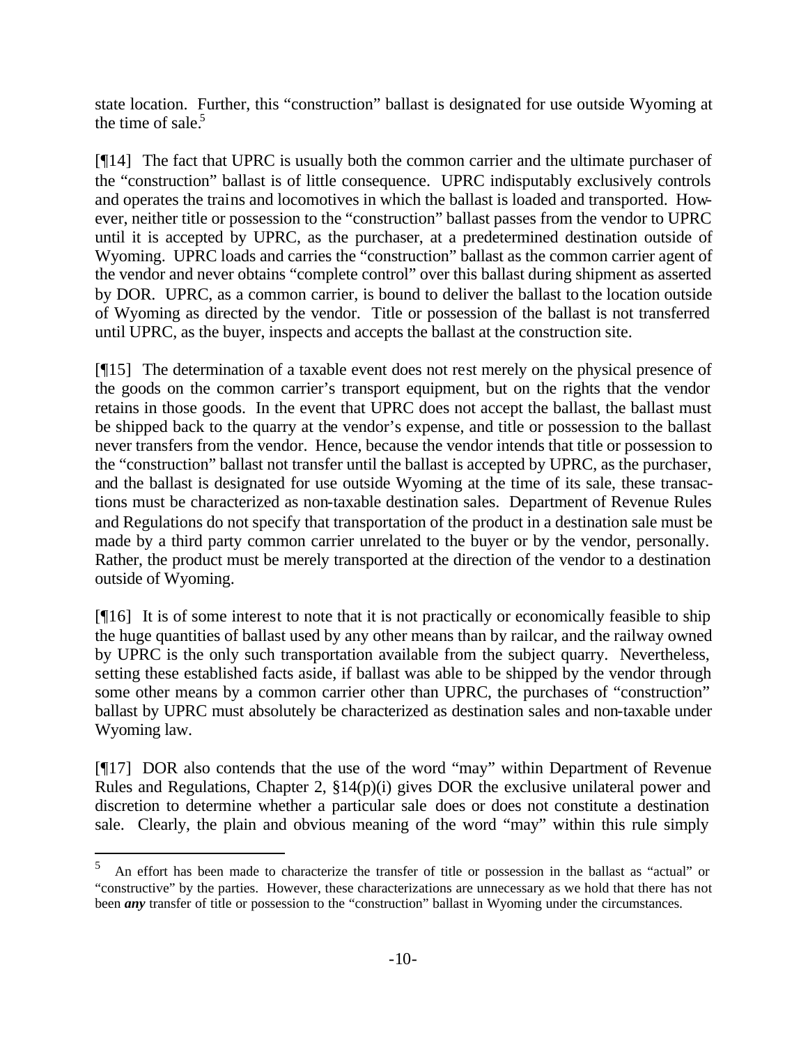state location. Further, this "construction" ballast is designated for use outside Wyoming at the time of sale.[5]

[¶14] The fact that UPRC is usually both the common carrier and the ultimate purchaser of the "construction" ballast is of little consequence. UPRC indisputably exclusively controls and operates the trains and locomotives in which the ballast is loaded and transported. However, neither title or possession to the "construction" ballast passes from the vendor to UPRC until it is accepted by UPRC, as the purchaser, at a predetermined destination outside of Wyoming. UPRC loads and carries the "construction" ballast as the common carrier agent of the vendor and never obtains "complete control" over this ballast during shipment as asserted by DOR. UPRC, as a common carrier, is bound to deliver the ballast to the location outside of Wyoming as directed by the vendor. Title or possession of the ballast is not transferred until UPRC, as the buyer, inspects and accepts the ballast at the construction site.

[¶15] The determination of a taxable event does not rest merely on the physical presence of the goods on the common carrier's transport equipment, but on the rights that the vendor retains in those goods. In the event that UPRC does not accept the ballast, the ballast must be shipped back to the quarry at the vendor's expense, and title or possession to the ballast never transfers from the vendor. Hence, because the vendor intends that title or possession to the "construction" ballast not transfer until the ballast is accepted by UPRC, as the purchaser, and the ballast is designated for use outside Wyoming at the time of its sale, these transactions must be characterized as non-taxable destination sales. Department of Revenue Rules and Regulations do not specify that transportation of the product in a destination sale must be made by a third party common carrier unrelated to the buyer or by the vendor, personally. Rather, the product must be merely transported at the direction of the vendor to a destination outside of Wyoming.

[¶16] It is of some interest to note that it is not practically or economically feasible to ship the huge quantities of ballast used by any other means than by railcar, and the railway owned by UPRC is the only such transportation available from the subject quarry. Nevertheless, setting these established facts aside, if ballast was able to be shipped by the vendor through some other means by a common carrier other than UPRC, the purchases of "construction" ballast by UPRC must absolutely be characterized as destination sales and non-taxable under Wyoming law.

[¶17] DOR also contends that the use of the word "may" within Department of Revenue Rules and Regulations, Chapter 2, §14(p)(i) gives DOR the exclusive unilateral power and discretion to determine whether a particular sale does or does not constitute a destination sale. Clearly, the plain and obvious meaning of the word "may" within this rule simply

---

[5] An effort has been made to characterize the transfer of title or possession in the ballast as "actual" or "constructive" by the parties. However, these characterizations are unnecessary as we hold that there has not been ***any*** transfer of title or possession to the "construction" ballast in Wyoming under the circumstances.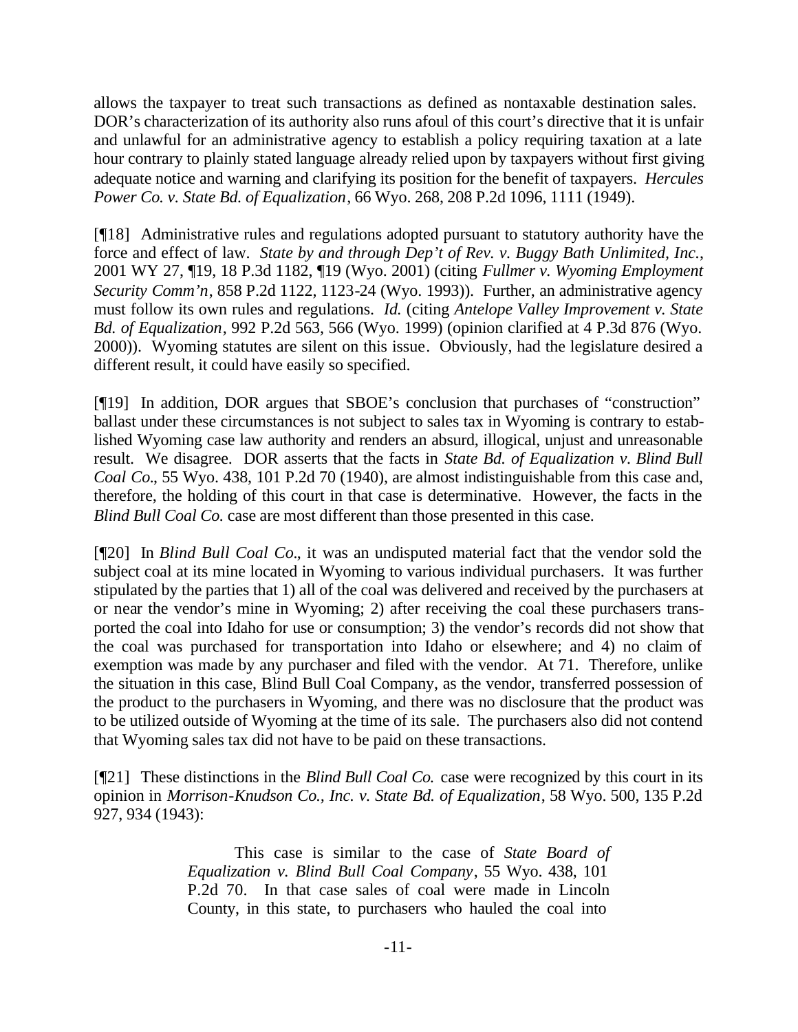allows the taxpayer to treat such transactions as defined as nontaxable destination sales. DOR's characterization of its authority also runs afoul of this court's directive that it is unfair and unlawful for an administrative agency to establish a policy requiring taxation at a late hour contrary to plainly stated language already relied upon by taxpayers without first giving adequate notice and warning and clarifying its position for the benefit of taxpayers. *Hercules Power Co. v. State Bd. of Equalization*, 66 Wyo. 268, 208 P.2d 1096, 1111 (1949).

[¶18] Administrative rules and regulations adopted pursuant to statutory authority have the force and effect of law. *State by and through Dep't of Rev. v. Buggy Bath Unlimited, Inc.*, 2001 WY 27, ¶19, 18 P.3d 1182, ¶19 (Wyo. 2001) (citing *Fullmer v. Wyoming Employment Security Comm'n*, 858 P.2d 1122, 1123-24 (Wyo. 1993)). Further, an administrative agency must follow its own rules and regulations. *Id.* (citing *Antelope Valley Improvement v. State Bd. of Equalization*, 992 P.2d 563, 566 (Wyo. 1999) (opinion clarified at 4 P.3d 876 (Wyo. 2000)). Wyoming statutes are silent on this issue. Obviously, had the legislature desired a different result, it could have easily so specified.

[¶19] In addition, DOR argues that SBOE's conclusion that purchases of "construction" ballast under these circumstances is not subject to sales tax in Wyoming is contrary to established Wyoming case law authority and renders an absurd, illogical, unjust and unreasonable result. We disagree. DOR asserts that the facts in *State Bd. of Equalization v. Blind Bull Coal Co.*, 55 Wyo. 438, 101 P.2d 70 (1940), are almost indistinguishable from this case and, therefore, the holding of this court in that case is determinative. However, the facts in the *Blind Bull Coal Co.* case are most different than those presented in this case.

[¶20] In *Blind Bull Coal Co.*, it was an undisputed material fact that the vendor sold the subject coal at its mine located in Wyoming to various individual purchasers. It was further stipulated by the parties that 1) all of the coal was delivered and received by the purchasers at or near the vendor's mine in Wyoming; 2) after receiving the coal these purchasers transported the coal into Idaho for use or consumption; 3) the vendor's records did not show that the coal was purchased for transportation into Idaho or elsewhere; and 4) no claim of exemption was made by any purchaser and filed with the vendor. At 71. Therefore, unlike the situation in this case, Blind Bull Coal Company, as the vendor, transferred possession of the product to the purchasers in Wyoming, and there was no disclosure that the product was to be utilized outside of Wyoming at the time of its sale. The purchasers also did not contend that Wyoming sales tax did not have to be paid on these transactions.

[¶21] These distinctions in the *Blind Bull Coal Co.* case were recognized by this court in its opinion in *Morrison-Knudson Co., Inc. v. State Bd. of Equalization*, 58 Wyo. 500, 135 P.2d 927, 934 (1943):

> This case is similar to the case of *State Board of Equalization v. Blind Bull Coal Company*, 55 Wyo. 438, 101 P.2d 70. In that case sales of coal were made in Lincoln County, in this state, to purchasers who hauled the coal into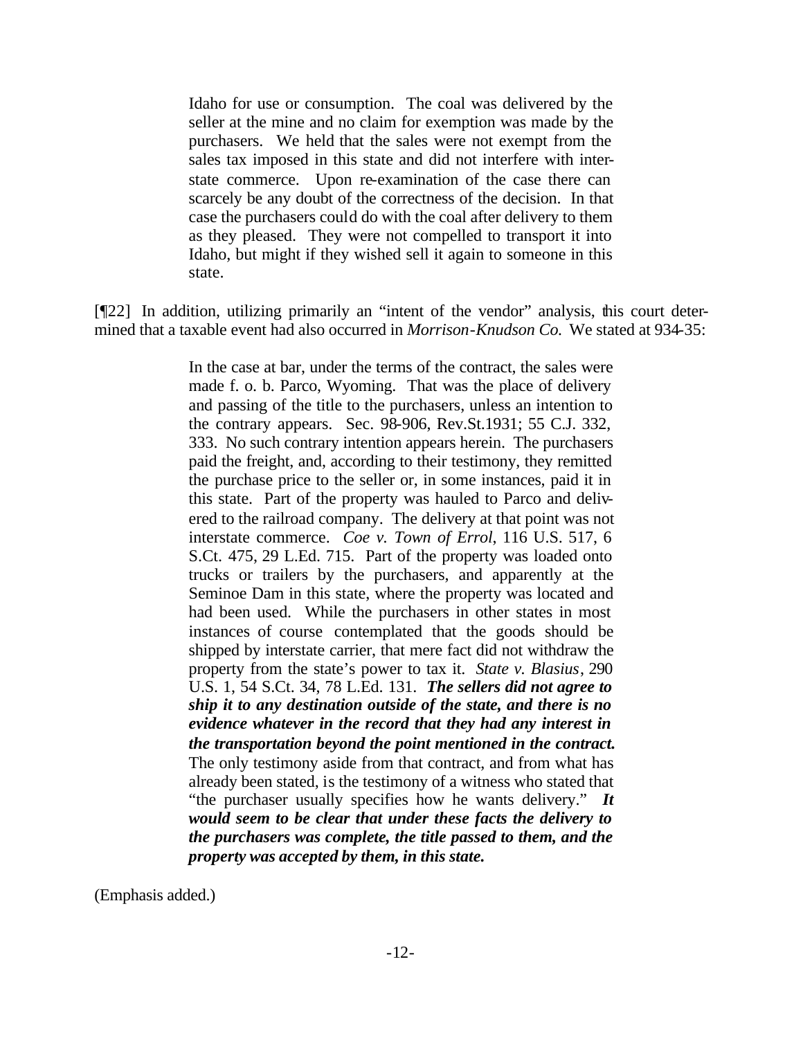> Idaho for use or consumption. The coal was delivered by the seller at the mine and no claim for exemption was made by the purchasers. We held that the sales were not exempt from the sales tax imposed in this state and did not interfere with interstate commerce. Upon re-examination of the case there can scarcely be any doubt of the correctness of the decision. In that case the purchasers could do with the coal after delivery to them as they pleased. They were not compelled to transport it into Idaho, but might if they wished sell it again to someone in this state.

[¶22] In addition, utilizing primarily an "intent of the vendor" analysis, this court determined that a taxable event had also occurred in *Morrison-Knudson Co.* We stated at 934-35:

> In the case at bar, under the terms of the contract, the sales were made f. o. b. Parco, Wyoming. That was the place of delivery and passing of the title to the purchasers, unless an intention to the contrary appears. Sec. 98-906, Rev.St.1931; 55 C.J. 332, 333. No such contrary intention appears herein. The purchasers paid the freight, and, according to their testimony, they remitted the purchase price to the seller or, in some instances, paid it in this state. Part of the property was hauled to Parco and delivered to the railroad company. The delivery at that point was not interstate commerce. *Coe v. Town of Errol*, 116 U.S. 517, 6 S.Ct. 475, 29 L.Ed. 715. Part of the property was loaded onto trucks or trailers by the purchasers, and apparently at the Seminoe Dam in this state, where the property was located and had been used. While the purchasers in other states in most instances of course contemplated that the goods should be shipped by interstate carrier, that mere fact did not withdraw the property from the state's power to tax it. *State v. Blasius*, 290 U.S. 1, 54 S.Ct. 34, 78 L.Ed. 131. ***The sellers did not agree to ship it to any destination outside of the state, and there is no evidence whatever in the record that they had any interest in the transportation beyond the point mentioned in the contract.*** The only testimony aside from that contract, and from what has already been stated, is the testimony of a witness who stated that "the purchaser usually specifies how he wants delivery." ***It would seem to be clear that under these facts the delivery to the purchasers was complete, the title passed to them, and the property was accepted by them, in this state.***

(Emphasis added.)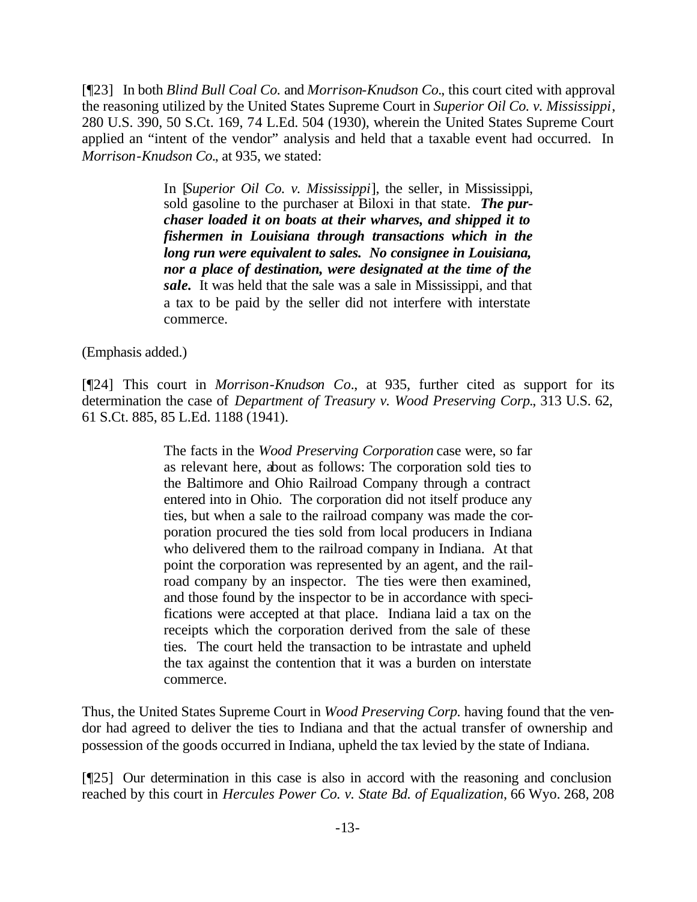[¶23] In both *Blind Bull Coal Co.* and *Morrison-Knudson Co.*, this court cited with approval the reasoning utilized by the United States Supreme Court in *Superior Oil Co. v. Mississippi*, 280 U.S. 390, 50 S.Ct. 169, 74 L.Ed. 504 (1930), wherein the United States Supreme Court applied an "intent of the vendor" analysis and held that a taxable event had occurred. In *Morrison-Knudson Co.*, at 935, we stated:

> In [*Superior Oil Co. v. Mississippi*], the seller, in Mississippi, sold gasoline to the purchaser at Biloxi in that state. ***The purchaser loaded it on boats at their wharves, and shipped it to fishermen in Louisiana through transactions which in the long run were equivalent to sales. No consignee in Louisiana, nor a place of destination, were designated at the time of the sale.*** It was held that the sale was a sale in Mississippi, and that a tax to be paid by the seller did not interfere with interstate commerce.

(Emphasis added.)

[¶24] This court in *Morrison-Knudson Co.*, at 935, further cited as support for its determination the case of *Department of Treasury v. Wood Preserving Corp.*, 313 U.S. 62, 61 S.Ct. 885, 85 L.Ed. 1188 (1941).

> The facts in the *Wood Preserving Corporation* case were, so far as relevant here, about as follows: The corporation sold ties to the Baltimore and Ohio Railroad Company through a contract entered into in Ohio. The corporation did not itself produce any ties, but when a sale to the railroad company was made the corporation procured the ties sold from local producers in Indiana who delivered them to the railroad company in Indiana. At that point the corporation was represented by an agent, and the railroad company by an inspector. The ties were then examined, and those found by the inspector to be in accordance with specifications were accepted at that place. Indiana laid a tax on the receipts which the corporation derived from the sale of these ties. The court held the transaction to be intrastate and upheld the tax against the contention that it was a burden on interstate commerce.

Thus, the United States Supreme Court in *Wood Preserving Corp.* having found that the vendor had agreed to deliver the ties to Indiana and that the actual transfer of ownership and possession of the goods occurred in Indiana, upheld the tax levied by the state of Indiana.

[¶25] Our determination in this case is also in accord with the reasoning and conclusion reached by this court in *Hercules Power Co. v. State Bd. of Equalization*, 66 Wyo. 268, 208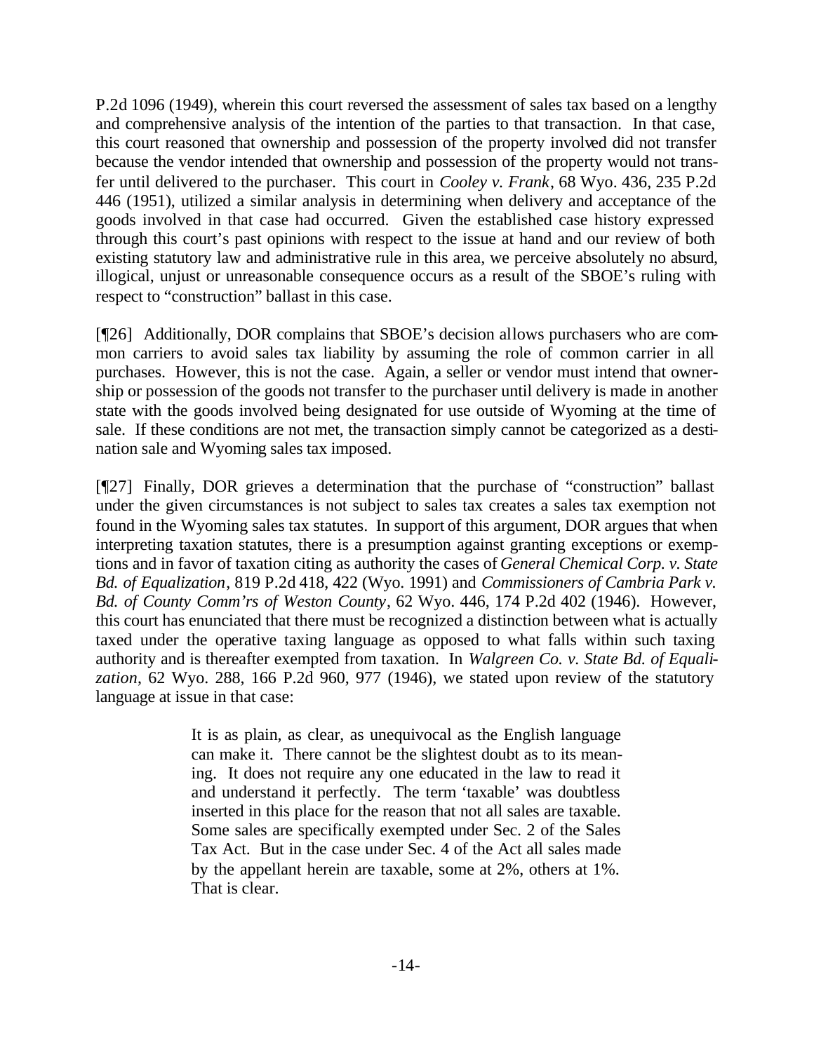P.2d 1096 (1949), wherein this court reversed the assessment of sales tax based on a lengthy and comprehensive analysis of the intention of the parties to that transaction. In that case, this court reasoned that ownership and possession of the property involved did not transfer because the vendor intended that ownership and possession of the property would not transfer until delivered to the purchaser. This court in *Cooley v. Frank*, 68 Wyo. 436, 235 P.2d 446 (1951), utilized a similar analysis in determining when delivery and acceptance of the goods involved in that case had occurred. Given the established case history expressed through this court's past opinions with respect to the issue at hand and our review of both existing statutory law and administrative rule in this area, we perceive absolutely no absurd, illogical, unjust or unreasonable consequence occurs as a result of the SBOE's ruling with respect to "construction" ballast in this case.

[¶26] Additionally, DOR complains that SBOE's decision allows purchasers who are common carriers to avoid sales tax liability by assuming the role of common carrier in all purchases. However, this is not the case. Again, a seller or vendor must intend that ownership or possession of the goods not transfer to the purchaser until delivery is made in another state with the goods involved being designated for use outside of Wyoming at the time of sale. If these conditions are not met, the transaction simply cannot be categorized as a destination sale and Wyoming sales tax imposed.

[¶27] Finally, DOR grieves a determination that the purchase of "construction" ballast under the given circumstances is not subject to sales tax creates a sales tax exemption not found in the Wyoming sales tax statutes. In support of this argument, DOR argues that when interpreting taxation statutes, there is a presumption against granting exceptions or exemptions and in favor of taxation citing as authority the cases of *General Chemical Corp. v. State Bd. of Equalization*, 819 P.2d 418, 422 (Wyo. 1991) and *Commissioners of Cambria Park v. Bd. of County Comm'rs of Weston County*, 62 Wyo. 446, 174 P.2d 402 (1946). However, this court has enunciated that there must be recognized a distinction between what is actually taxed under the operative taxing language as opposed to what falls within such taxing authority and is thereafter exempted from taxation. In *Walgreen Co. v. State Bd. of Equalization*, 62 Wyo. 288, 166 P.2d 960, 977 (1946), we stated upon review of the statutory language at issue in that case:

> It is as plain, as clear, as unequivocal as the English language can make it. There cannot be the slightest doubt as to its meaning. It does not require any one educated in the law to read it and understand it perfectly. The term 'taxable' was doubtless inserted in this place for the reason that not all sales are taxable. Some sales are specifically exempted under Sec. 2 of the Sales Tax Act. But in the case under Sec. 4 of the Act all sales made by the appellant herein are taxable, some at 2%, others at 1%. That is clear.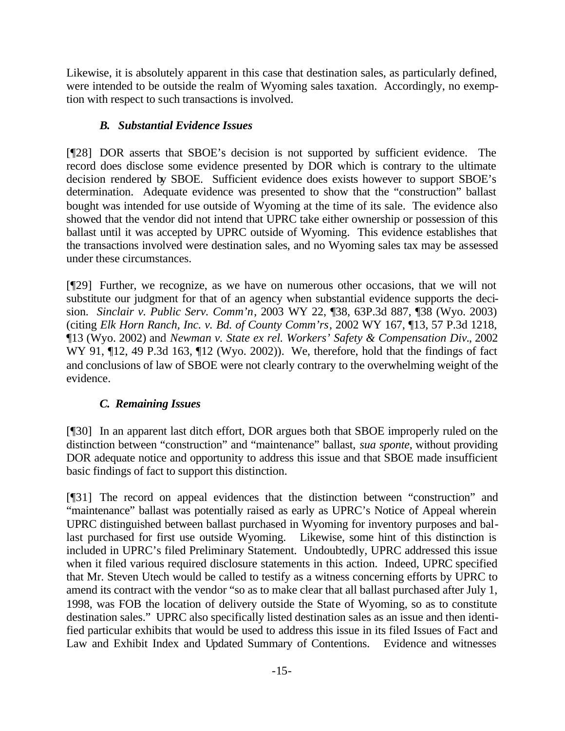Likewise, it is absolutely apparent in this case that destination sales, as particularly defined, were intended to be outside the realm of Wyoming sales taxation. Accordingly, no exemption with respect to such transactions is involved.

### *B. Substantial Evidence Issues*

[¶28] DOR asserts that SBOE's decision is not supported by sufficient evidence. The record does disclose some evidence presented by DOR which is contrary to the ultimate decision rendered by SBOE. Sufficient evidence does exists however to support SBOE's determination. Adequate evidence was presented to show that the "construction" ballast bought was intended for use outside of Wyoming at the time of its sale. The evidence also showed that the vendor did not intend that UPRC take either ownership or possession of this ballast until it was accepted by UPRC outside of Wyoming. This evidence establishes that the transactions involved were destination sales, and no Wyoming sales tax may be assessed under these circumstances.

[¶29] Further, we recognize, as we have on numerous other occasions, that we will not substitute our judgment for that of an agency when substantial evidence supports the decision. *Sinclair v. Public Serv. Comm'n*, 2003 WY 22, ¶38, 63P.3d 887, ¶38 (Wyo. 2003) (citing *Elk Horn Ranch, Inc. v. Bd. of County Comm'rs*, 2002 WY 167, ¶13, 57 P.3d 1218, ¶13 (Wyo. 2002) and *Newman v. State ex rel. Workers' Safety & Compensation Div.*, 2002 WY 91, ¶12, 49 P.3d 163, ¶12 (Wyo. 2002)). We, therefore, hold that the findings of fact and conclusions of law of SBOE were not clearly contrary to the overwhelming weight of the evidence.

### *C. Remaining Issues*

[¶30] In an apparent last ditch effort, DOR argues both that SBOE improperly ruled on the distinction between "construction" and "maintenance" ballast, *sua sponte*, without providing DOR adequate notice and opportunity to address this issue and that SBOE made insufficient basic findings of fact to support this distinction.

[¶31] The record on appeal evidences that the distinction between "construction" and "maintenance" ballast was potentially raised as early as UPRC's Notice of Appeal wherein UPRC distinguished between ballast purchased in Wyoming for inventory purposes and ballast purchased for first use outside Wyoming. Likewise, some hint of this distinction is included in UPRC's filed Preliminary Statement. Undoubtedly, UPRC addressed this issue when it filed various required disclosure statements in this action. Indeed, UPRC specified that Mr. Steven Utech would be called to testify as a witness concerning efforts by UPRC to amend its contract with the vendor "so as to make clear that all ballast purchased after July 1, 1998, was FOB the location of delivery outside the State of Wyoming, so as to constitute destination sales." UPRC also specifically listed destination sales as an issue and then identified particular exhibits that would be used to address this issue in its filed Issues of Fact and Law and Exhibit Index and Updated Summary of Contentions. Evidence and witnesses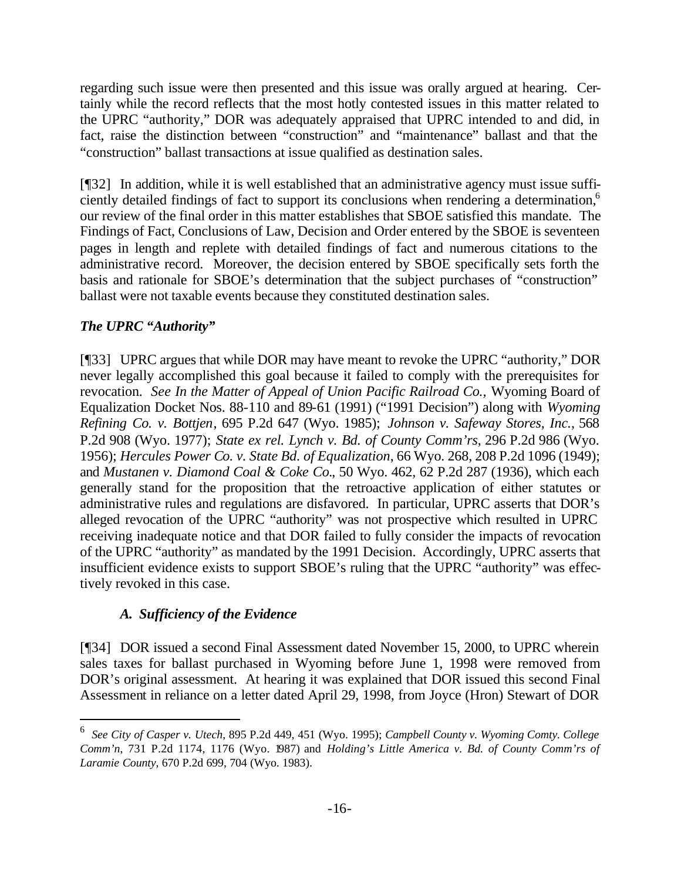regarding such issue were then presented and this issue was orally argued at hearing. Certainly while the record reflects that the most hotly contested issues in this matter related to the UPRC "authority," DOR was adequately appraised that UPRC intended to and did, in fact, raise the distinction between "construction" and "maintenance" ballast and that the "construction" ballast transactions at issue qualified as destination sales.

[¶32] In addition, while it is well established that an administrative agency must issue sufficiently detailed findings of fact to support its conclusions when rendering a determination,[6] our review of the final order in this matter establishes that SBOE satisfied this mandate. The Findings of Fact, Conclusions of Law, Decision and Order entered by the SBOE is seventeen pages in length and replete with detailed findings of fact and numerous citations to the administrative record. Moreover, the decision entered by SBOE specifically sets forth the basis and rationale for SBOE's determination that the subject purchases of "construction" ballast were not taxable events because they constituted destination sales.

### *The UPRC "Authority"*

[¶33] UPRC argues that while DOR may have meant to revoke the UPRC "authority," DOR never legally accomplished this goal because it failed to comply with the prerequisites for revocation. *See In the Matter of Appeal of Union Pacific Railroad Co.*, Wyoming Board of Equalization Docket Nos. 88-110 and 89-61 (1991) ("1991 Decision") along with *Wyoming Refining Co. v. Bottjen*, 695 P.2d 647 (Wyo. 1985); *Johnson v. Safeway Stores, Inc.*, 568 P.2d 908 (Wyo. 1977); *State ex rel. Lynch v. Bd. of County Comm'rs*, 296 P.2d 986 (Wyo. 1956); *Hercules Power Co. v. State Bd. of Equalization*, 66 Wyo. 268, 208 P.2d 1096 (1949); and *Mustanen v. Diamond Coal & Coke Co.*, 50 Wyo. 462, 62 P.2d 287 (1936), which each generally stand for the proposition that the retroactive application of either statutes or administrative rules and regulations are disfavored. In particular, UPRC asserts that DOR's alleged revocation of the UPRC "authority" was not prospective which resulted in UPRC receiving inadequate notice and that DOR failed to fully consider the impacts of revocation of the UPRC "authority" as mandated by the 1991 Decision. Accordingly, UPRC asserts that insufficient evidence exists to support SBOE's ruling that the UPRC "authority" was effectively revoked in this case.

#### *A. Sufficiency of the Evidence*

[¶34] DOR issued a second Final Assessment dated November 15, 2000, to UPRC wherein sales taxes for ballast purchased in Wyoming before June 1, 1998 were removed from DOR's original assessment. At hearing it was explained that DOR issued this second Final Assessment in reliance on a letter dated April 29, 1998, from Joyce (Hron) Stewart of DOR

---

[6] *See City of Casper v. Utech*, 895 P.2d 449, 451 (Wyo. 1995); *Campbell County v. Wyoming Comty. College Comm'n*, 731 P.2d 1174, 1176 (Wyo. 1987) and *Holding's Little America v. Bd. of County Comm'rs of Laramie County*, 670 P.2d 699, 704 (Wyo. 1983).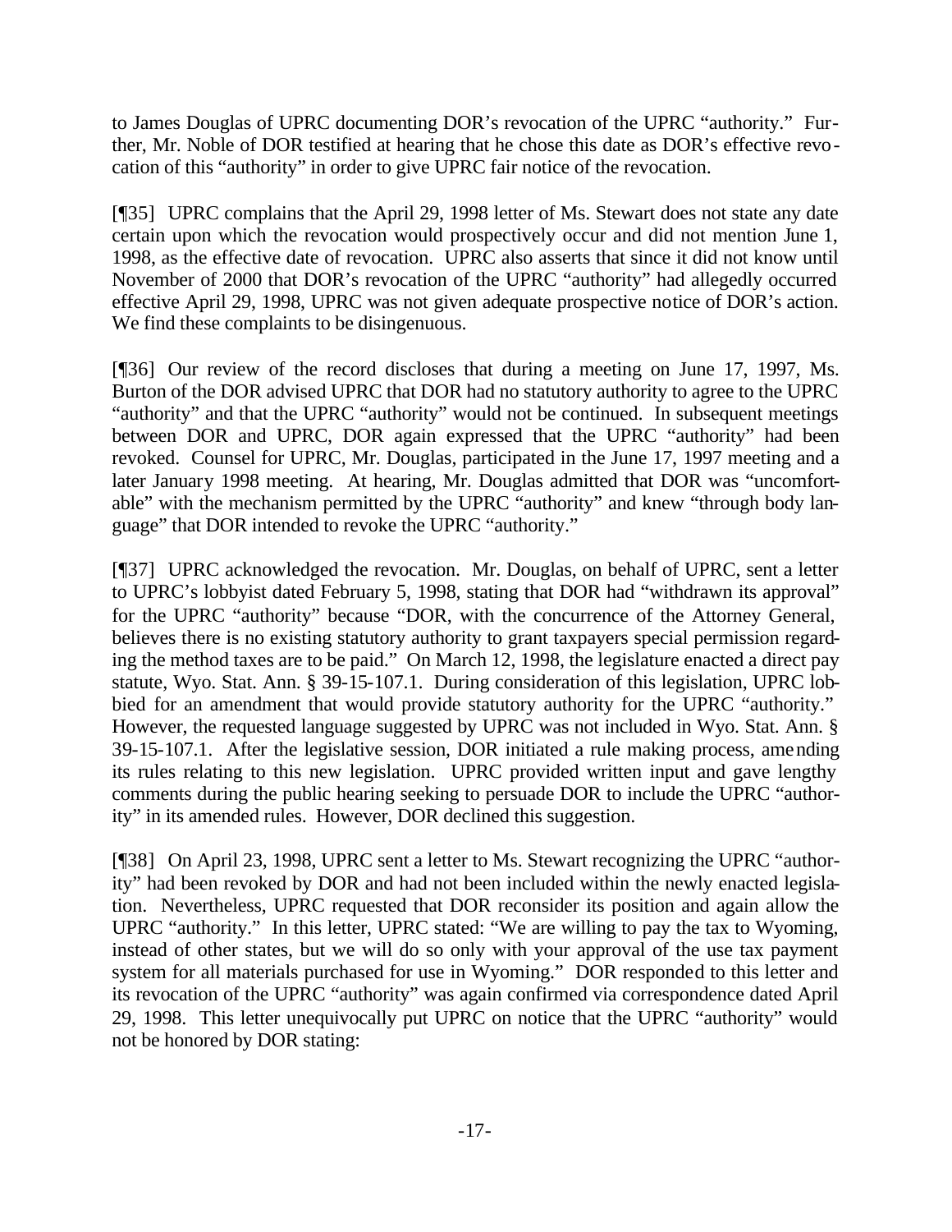to James Douglas of UPRC documenting DOR's revocation of the UPRC "authority." Further, Mr. Noble of DOR testified at hearing that he chose this date as DOR's effective revocation of this "authority" in order to give UPRC fair notice of the revocation.

[¶35] UPRC complains that the April 29, 1998 letter of Ms. Stewart does not state any date certain upon which the revocation would prospectively occur and did not mention June 1, 1998, as the effective date of revocation. UPRC also asserts that since it did not know until November of 2000 that DOR's revocation of the UPRC "authority" had allegedly occurred effective April 29, 1998, UPRC was not given adequate prospective notice of DOR's action. We find these complaints to be disingenuous.

[¶36] Our review of the record discloses that during a meeting on June 17, 1997, Ms. Burton of the DOR advised UPRC that DOR had no statutory authority to agree to the UPRC "authority" and that the UPRC "authority" would not be continued. In subsequent meetings between DOR and UPRC, DOR again expressed that the UPRC "authority" had been revoked. Counsel for UPRC, Mr. Douglas, participated in the June 17, 1997 meeting and a later January 1998 meeting. At hearing, Mr. Douglas admitted that DOR was "uncomfortable" with the mechanism permitted by the UPRC "authority" and knew "through body language" that DOR intended to revoke the UPRC "authority."

[¶37] UPRC acknowledged the revocation. Mr. Douglas, on behalf of UPRC, sent a letter to UPRC's lobbyist dated February 5, 1998, stating that DOR had "withdrawn its approval" for the UPRC "authority" because "DOR, with the concurrence of the Attorney General, believes there is no existing statutory authority to grant taxpayers special permission regarding the method taxes are to be paid." On March 12, 1998, the legislature enacted a direct pay statute, Wyo. Stat. Ann. § 39-15-107.1. During consideration of this legislation, UPRC lobbied for an amendment that would provide statutory authority for the UPRC "authority." However, the requested language suggested by UPRC was not included in Wyo. Stat. Ann. § 39-15-107.1. After the legislative session, DOR initiated a rule making process, amending its rules relating to this new legislation. UPRC provided written input and gave lengthy comments during the public hearing seeking to persuade DOR to include the UPRC "authority" in its amended rules. However, DOR declined this suggestion.

[¶38] On April 23, 1998, UPRC sent a letter to Ms. Stewart recognizing the UPRC "authority" had been revoked by DOR and had not been included within the newly enacted legislation. Nevertheless, UPRC requested that DOR reconsider its position and again allow the UPRC "authority." In this letter, UPRC stated: "We are willing to pay the tax to Wyoming, instead of other states, but we will do so only with your approval of the use tax payment system for all materials purchased for use in Wyoming." DOR responded to this letter and its revocation of the UPRC "authority" was again confirmed via correspondence dated April 29, 1998. This letter unequivocally put UPRC on notice that the UPRC "authority" would not be honored by DOR stating: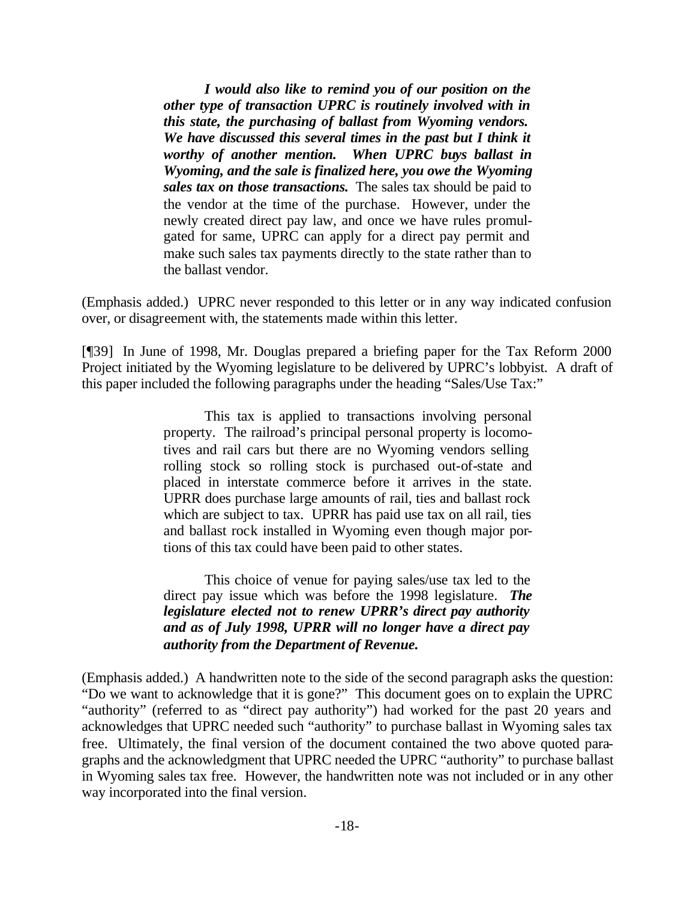> *I would also like to remind you of our position on the other type of transaction UPRC is routinely involved with in this state, the purchasing of ballast from Wyoming vendors. We have discussed this several times in the past but I think it worthy of another mention. When UPRC buys ballast in Wyoming, and the sale is finalized here, you owe the Wyoming sales tax on those transactions.* The sales tax should be paid to the vendor at the time of the purchase. However, under the newly created direct pay law, and once we have rules promulgated for same, UPRC can apply for a direct pay permit and make such sales tax payments directly to the state rather than to the ballast vendor.

(Emphasis added.) UPRC never responded to this letter or in any way indicated confusion over, or disagreement with, the statements made within this letter.

[¶39] In June of 1998, Mr. Douglas prepared a briefing paper for the Tax Reform 2000 Project initiated by the Wyoming legislature to be delivered by UPRC's lobbyist. A draft of this paper included the following paragraphs under the heading "Sales/Use Tax:"

> This tax is applied to transactions involving personal property. The railroad's principal personal property is locomotives and rail cars but there are no Wyoming vendors selling rolling stock so rolling stock is purchased out-of-state and placed in interstate commerce before it arrives in the state. UPRR does purchase large amounts of rail, ties and ballast rock which are subject to tax. UPRR has paid use tax on all rail, ties and ballast rock installed in Wyoming even though major portions of this tax could have been paid to other states.
>
> This choice of venue for paying sales/use tax led to the direct pay issue which was before the 1998 legislature. ***The legislature elected not to renew UPRR's direct pay authority and as of July 1998, UPRR will no longer have a direct pay authority from the Department of Revenue.***

(Emphasis added.) A handwritten note to the side of the second paragraph asks the question: "Do we want to acknowledge that it is gone?" This document goes on to explain the UPRC "authority" (referred to as "direct pay authority") had worked for the past 20 years and acknowledges that UPRC needed such "authority" to purchase ballast in Wyoming sales tax free. Ultimately, the final version of the document contained the two above quoted paragraphs and the acknowledgment that UPRC needed the UPRC "authority" to purchase ballast in Wyoming sales tax free. However, the handwritten note was not included or in any other way incorporated into the final version.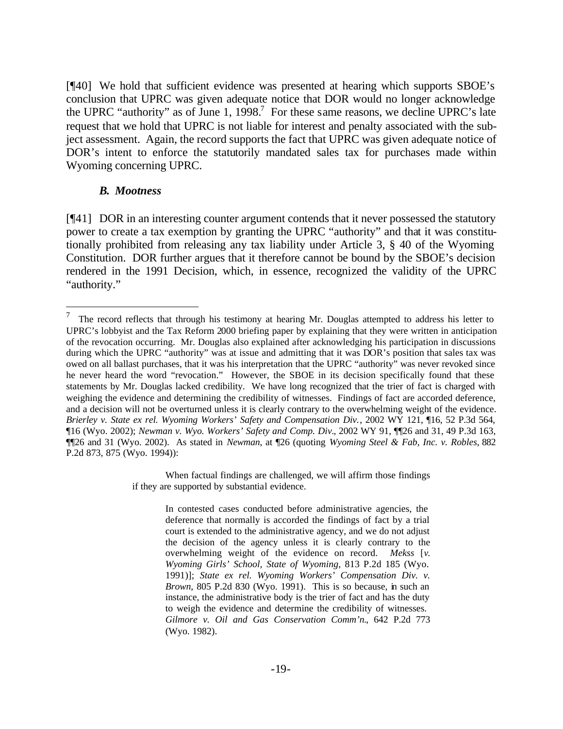[¶40] We hold that sufficient evidence was presented at hearing which supports SBOE's conclusion that UPRC was given adequate notice that DOR would no longer acknowledge the UPRC "authority" as of June 1, 1998.[7] For these same reasons, we decline UPRC's late request that we hold that UPRC is not liable for interest and penalty associated with the subject assessment. Again, the record supports the fact that UPRC was given adequate notice of DOR's intent to enforce the statutorily mandated sales tax for purchases made within Wyoming concerning UPRC.

### *B. Mootness*

[¶41] DOR in an interesting counter argument contends that it never possessed the statutory power to create a tax exemption by granting the UPRC "authority" and that it was constitutionally prohibited from releasing any tax liability under Article 3, § 40 of the Wyoming Constitution. DOR further argues that it therefore cannot be bound by the SBOE's decision rendered in the 1991 Decision, which, in essence, recognized the validity of the UPRC "authority."

---

[7] The record reflects that through his testimony at hearing Mr. Douglas attempted to address his letter to UPRC's lobbyist and the Tax Reform 2000 briefing paper by explaining that they were written in anticipation of the revocation occurring. Mr. Douglas also explained after acknowledging his participation in discussions during which the UPRC "authority" was at issue and admitting that it was DOR's position that sales tax was owed on all ballast purchases, that it was his interpretation that the UPRC "authority" was never revoked since he never heard the word "revocation." However, the SBOE in its decision specifically found that these statements by Mr. Douglas lacked credibility. We have long recognized that the trier of fact is charged with weighing the evidence and determining the credibility of witnesses. Findings of fact are accorded deference, and a decision will not be overturned unless it is clearly contrary to the overwhelming weight of the evidence. *Brierley v. State ex rel. Wyoming Workers' Safety and Compensation Div.*, 2002 WY 121, ¶16, 52 P.3d 564, ¶16 (Wyo. 2002); *Newman v. Wyo. Workers' Safety and Comp. Div.*, 2002 WY 91, ¶¶26 and 31, 49 P.3d 163, ¶¶26 and 31 (Wyo. 2002). As stated in *Newman*, at ¶26 (quoting *Wyoming Steel & Fab, Inc. v. Robles*, 882 P.2d 873, 875 (Wyo. 1994)):

> When factual findings are challenged, we will affirm those findings if they are supported by substantial evidence.
>
>> In contested cases conducted before administrative agencies, the deference that normally is accorded the findings of fact by a trial court is extended to the administrative agency, and we do not adjust the decision of the agency unless it is clearly contrary to the overwhelming weight of the evidence on record. *Mekss* [*v. Wyoming Girls' School, State of Wyoming*, 813 P.2d 185 (Wyo. 1991)]; *State ex rel. Wyoming Workers' Compensation Div. v. Brown*, 805 P.2d 830 (Wyo. 1991). This is so because, in such an instance, the administrative body is the trier of fact and has the duty to weigh the evidence and determine the credibility of witnesses. *Gilmore v. Oil and Gas Conservation Comm'n.*, 642 P.2d 773 (Wyo. 1982).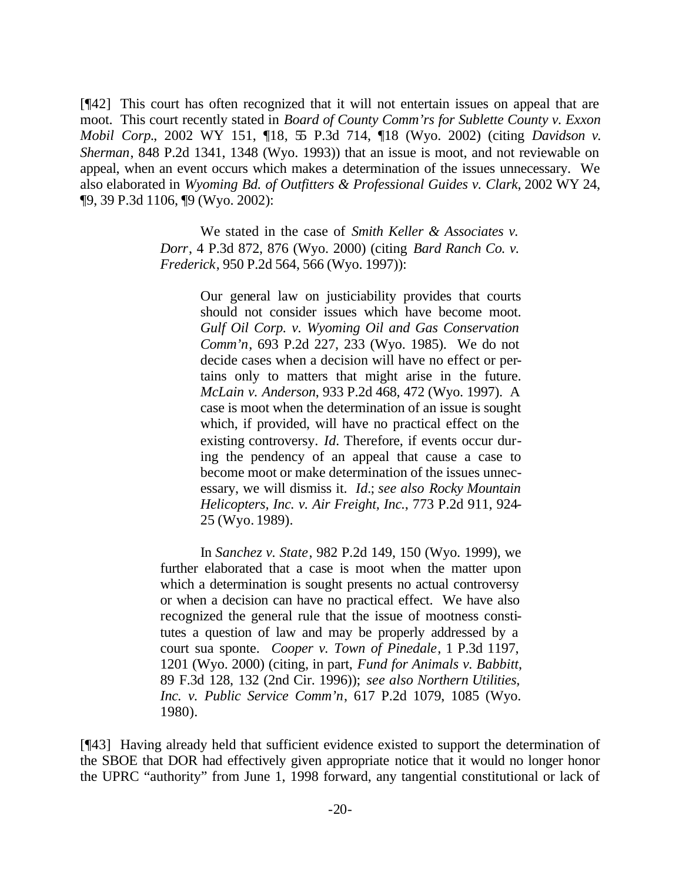[¶42] This court has often recognized that it will not entertain issues on appeal that are moot. This court recently stated in *Board of County Comm'rs for Sublette County v. Exxon Mobil Corp.*, 2002 WY 151, ¶18, 55 P.3d 714, ¶18 (Wyo. 2002) (citing *Davidson v. Sherman*, 848 P.2d 1341, 1348 (Wyo. 1993)) that an issue is moot, and not reviewable on appeal, when an event occurs which makes a determination of the issues unnecessary. We also elaborated in *Wyoming Bd. of Outfitters & Professional Guides v. Clark*, 2002 WY 24, ¶9, 39 P.3d 1106, ¶9 (Wyo. 2002):

> We stated in the case of *Smith Keller & Associates v. Dorr*, 4 P.3d 872, 876 (Wyo. 2000) (citing *Bard Ranch Co. v. Frederick*, 950 P.2d 564, 566 (Wyo. 1997)):
>
> > Our general law on justiciability provides that courts should not consider issues which have become moot. *Gulf Oil Corp. v. Wyoming Oil and Gas Conservation Comm'n*, 693 P.2d 227, 233 (Wyo. 1985). We do not decide cases when a decision will have no effect or pertains only to matters that might arise in the future. *McLain v. Anderson*, 933 P.2d 468, 472 (Wyo. 1997). A case is moot when the determination of an issue is sought which, if provided, will have no practical effect on the existing controversy. *Id*. Therefore, if events occur during the pendency of an appeal that cause a case to become moot or make determination of the issues unnecessary, we will dismiss it. *Id*.; *see also Rocky Mountain Helicopters, Inc. v. Air Freight, Inc.*, 773 P.2d 911, 924-25 (Wyo. 1989).
>
> In *Sanchez v. State*, 982 P.2d 149, 150 (Wyo. 1999), we further elaborated that a case is moot when the matter upon which a determination is sought presents no actual controversy or when a decision can have no practical effect. We have also recognized the general rule that the issue of mootness constitutes a question of law and may be properly addressed by a court sua sponte. *Cooper v. Town of Pinedale*, 1 P.3d 1197, 1201 (Wyo. 2000) (citing, in part, *Fund for Animals v. Babbitt*, 89 F.3d 128, 132 (2nd Cir. 1996)); *see also Northern Utilities, Inc. v. Public Service Comm'n*, 617 P.2d 1079, 1085 (Wyo. 1980).

[¶43] Having already held that sufficient evidence existed to support the determination of the SBOE that DOR had effectively given appropriate notice that it would no longer honor the UPRC "authority" from June 1, 1998 forward, any tangential constitutional or lack of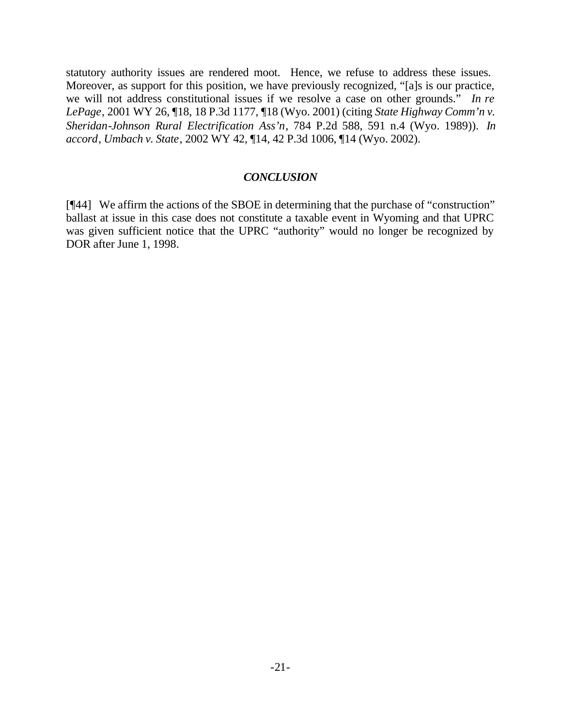statutory authority issues are rendered moot. Hence, we refuse to address these issues. Moreover, as support for this position, we have previously recognized, "[a]s is our practice, we will not address constitutional issues if we resolve a case on other grounds." *In re LePage*, 2001 WY 26, ¶18, 18 P.3d 1177, ¶18 (Wyo. 2001) (citing *State Highway Comm'n v. Sheridan-Johnson Rural Electrification Ass'n*, 784 P.2d 588, 591 n.4 (Wyo. 1989)). *In accord*, *Umbach v. State*, 2002 WY 42, ¶14, 42 P.3d 1006, ¶14 (Wyo. 2002).

## *CONCLUSION*

[¶44] We affirm the actions of the SBOE in determining that the purchase of "construction" ballast at issue in this case does not constitute a taxable event in Wyoming and that UPRC was given sufficient notice that the UPRC "authority" would no longer be recognized by DOR after June 1, 1998.